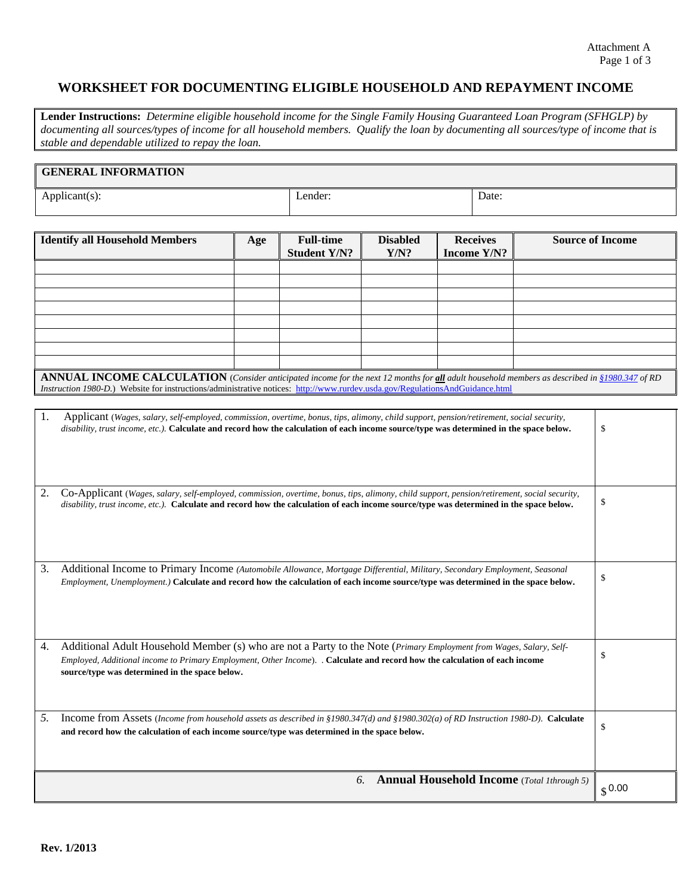Attachment A

# WORKSHEET FOR DOCUMENTING ELIGIBLE HOUSEHOLD AND REPAYMENT INCOME

**Lender Instructions:** *Determine eligible household income for the Single Family Housing Guaranteed Loan Program (SFHGLP) by documenting all sources/types of income for all household members. Qualify the loan by documenting all sources/type of income that is stable and dependable utilized to repay the loan.*

| **GENERAL INFORMATION** | | |
|---|---|---|
| Applicant(s): | Lender: | Date: |

| Identify all Household Members | Age | Full-time Student Y/N? | Disabled Y/N? | Receives Income Y/N? | Source of Income |
|---|---|---|---|---|---|
| | | | | | |
| | | | | | |
| | | | | | |
| | | | | | |
| | | | | | |
| | | | | | |
| | | | | | |
| | | | | | |

**ANNUAL INCOME CALCULATION** (*Consider anticipated income for the next 12 months for* ***all*** *adult household members as described in §1980.347 of RD Instruction 1980-D.*) Website for instructions/administrative notices: http://www.rurdev.usda.gov/RegulationsAndGuidance.html

| | |
|---|---|
| 1. Applicant (*Wages, salary, self-employed, commission, overtime, bonus, tips, alimony, child support, pension/retirement, social security, disability, trust income, etc.*). **Calculate and record how the calculation of each income source/type was determined in the space below.** | $ |
| 2. Co-Applicant (*Wages, salary, self-employed, commission, overtime, bonus, tips, alimony, child support, pension/retirement, social security, disability, trust income, etc.*). **Calculate and record how the calculation of each income source/type was determined in the space below.** | $ |
| 3. Additional Income to Primary Income (*Automobile Allowance, Mortgage Differential, Military, Secondary Employment, Seasonal Employment, Unemployment.*) **Calculate and record how the calculation of each income source/type was determined in the space below.** | $ |
| 4. Additional Adult Household Member (s) who are not a Party to the Note (*Primary Employment from Wages, Salary, Self-Employed, Additional income to Primary Employment, Other Income*). . **Calculate and record how the calculation of each income source/type was determined in the space below.** | $ |
| 5. Income from Assets (*Income from household assets as described in §1980.347(d) and §1980.302(a) of RD Instruction 1980-D*). **Calculate and record how the calculation of each income source/type was determined in the space below.** | $ |
| 6. **Annual Household Income** (*Total 1through 5*) | $ 0.00 |

**Rev. 1/2013**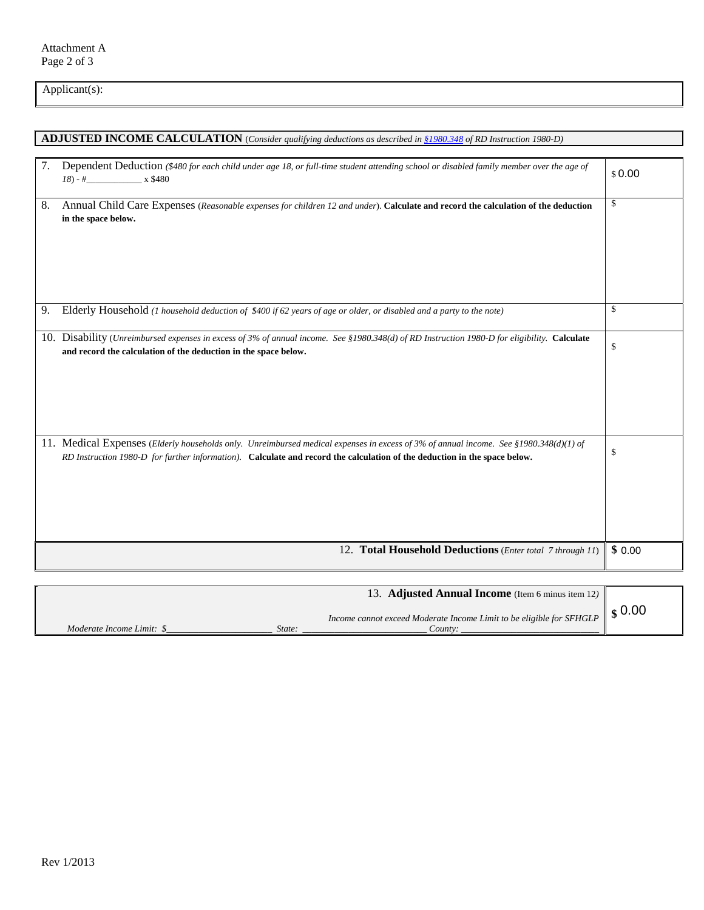Attachment A
Page 2 of 3

Applicant(s):

**ADJUSTED INCOME CALCULATION** (*Consider qualifying deductions as described in [§1980.348] of RD Instruction 1980-D)*

| | |
|---|---|
| 7. Dependent Deduction *($480 for each child under age 18, or full-time student attending school or disabled family member over the age of 18)* - #____________ x $480 | $ 0.00 |
| 8. Annual Child Care Expenses (*Reasonable expenses for children 12 and under*). **Calculate and record the calculation of the deduction in the space below.** | $ |
| 9. Elderly Household *(1 household deduction of $400 if 62 years of age or older, or disabled and a party to the note)* | $ |
| 10. Disability (*Unreimbursed expenses in excess of 3% of annual income. See §1980.348(d) of RD Instruction 1980-D for eligibility.* **Calculate and record the calculation of the deduction in the space below.** | $ |
| 11. Medical Expenses (*Elderly households only. Unreimbursed medical expenses in excess of 3% of annual income. See §1980.348(d)(1) of RD Instruction 1980-D for further information).* **Calculate and record the calculation of the deduction in the space below.** | $ |
| 12. **Total Household Deductions** (*Enter total 7 through 11*) | **$** 0.00 |

| | |
|---|---|
| 13. **Adjusted Annual Income** (Item 6 minus item 12) <br> *Income cannot exceed Moderate Income Limit to be eligible for SFHGLP* <br> *Moderate Income Limit: $*______________________ *State:* __________________________ *County:* ____________________________ | $ 0.00 |

Rev 1/2013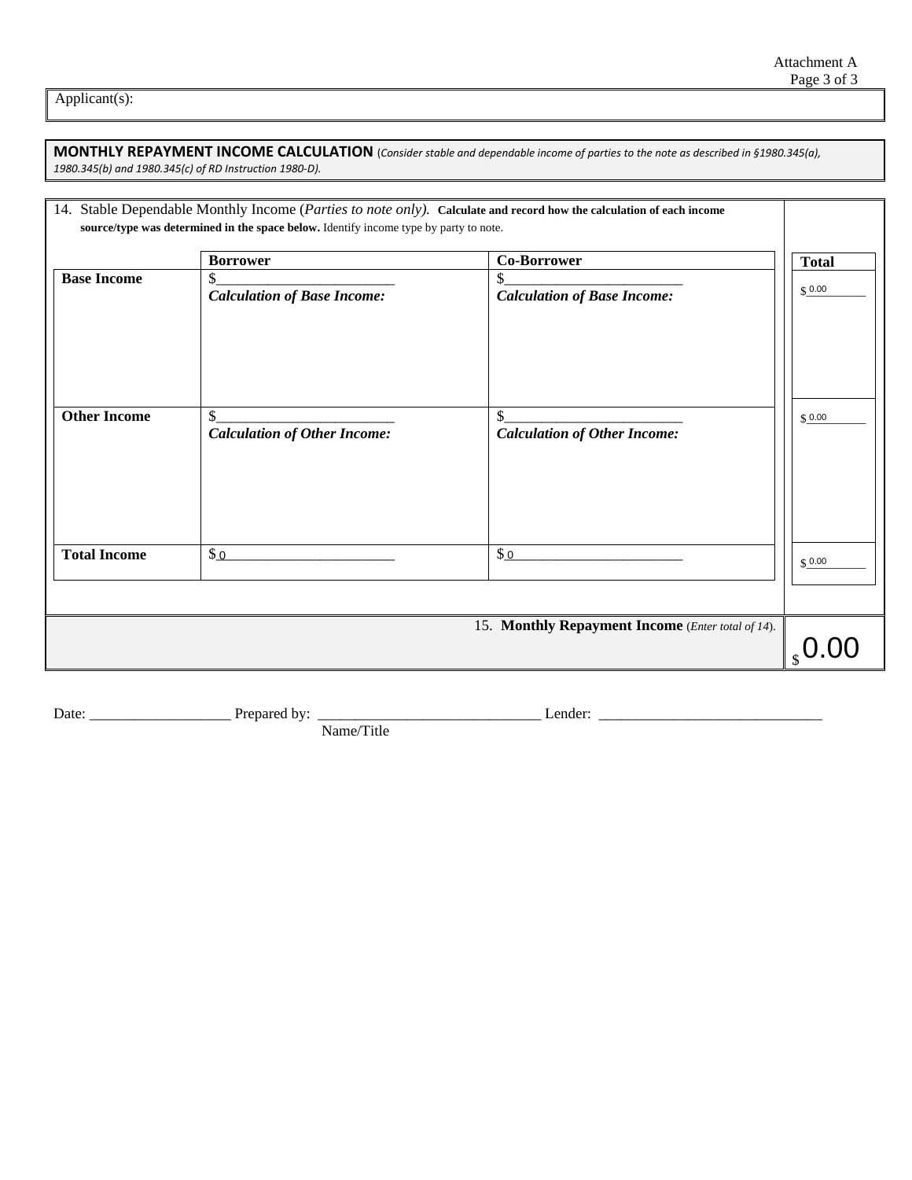Applicant(s):

**MONTHLY REPAYMENT INCOME CALCULATION** (*Consider stable and dependable income of parties to the note as described in §1980.345(a), 1980.345(b) and 1980.345(c) of RD Instruction 1980-D).*

14. Stable Dependable Monthly Income (*Parties to note only).* **Calculate and record how the calculation of each income source/type was determined in the space below.** Identify income type by party to note.

| | Borrower | Co-Borrower | Total |
|---|---|---|---|
| **Base Income** | $________________________ *Calculation of Base Income:* | $________________________ *Calculation of Base Income:* | $ 0.00 |
| **Other Income** | $________________________ *Calculation of Other Income:* | $________________________ *Calculation of Other Income:* | $ 0.00 |
| **Total Income** | $ 0 | $ 0 | $ 0.00 |

15. **Monthly Repayment Income** (*Enter total of 14*). $ 0.00

Date: ___________________ Prepared by: ______________________________ Lender: ______________________________
Name/Title